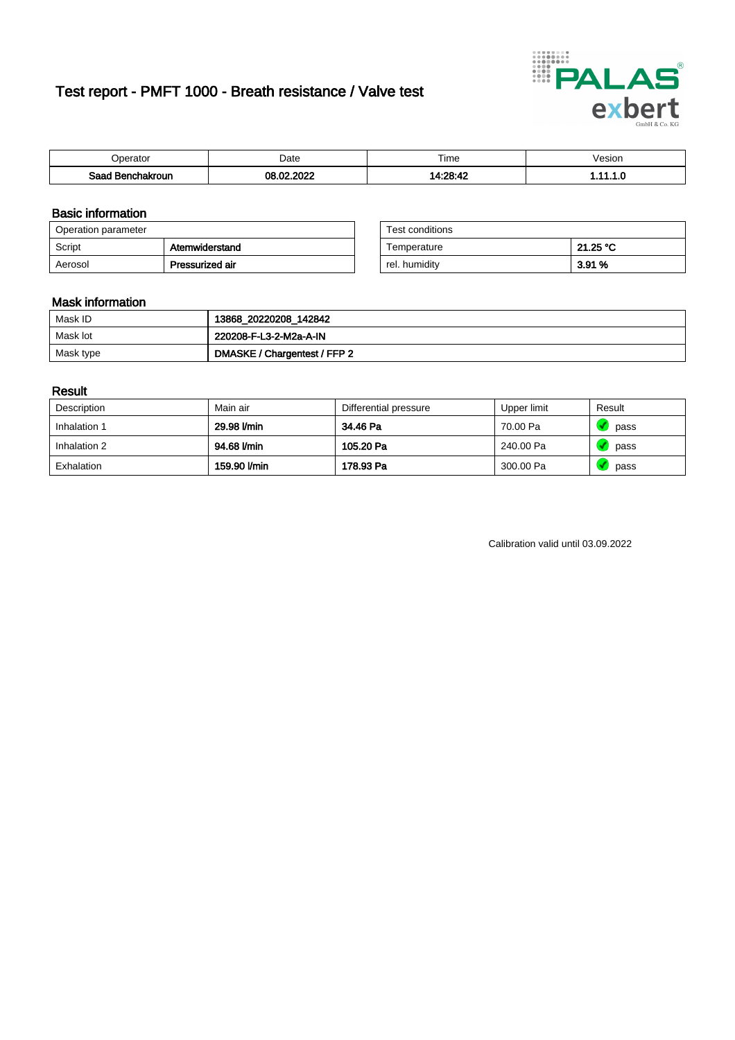# Test report - PMFT 1000 - Breath resistance / Valve test

| Operator | Date | Time | Vesion |
| --- | --- | --- | --- |
| **Saad Benchakroun** | **08.02.2022** | **14:28:42** | **1.11.1.0** |

## Basic information

| Operation parameter | |
| --- | --- |
| Script | **Atemwiderstand** |
| Aerosol | **Pressurized air** |

| Test conditions | |
| --- | --- |
| Temperature | **21.25 °C** |
| rel. humidity | **3.91 %** |

## Mask information

| | |
| --- | --- |
| Mask ID | **13868_20220208_142842** |
| Mask lot | **220208-F-L3-2-M2a-A-IN** |
| Mask type | **DMASKE / Chargentest / FFP 2** |

## Result

| Description | Main air | Differential pressure | Upper limit | Result |
| --- | --- | --- | --- | --- |
| Inhalation 1 | **29.98 l/min** | **34.46 Pa** | 70.00 Pa | pass |
| Inhalation 2 | **94.68 l/min** | **105.20 Pa** | 240.00 Pa | pass |
| Exhalation | **159.90 l/min** | **178.93 Pa** | 300.00 Pa | pass |

Calibration valid until 03.09.2022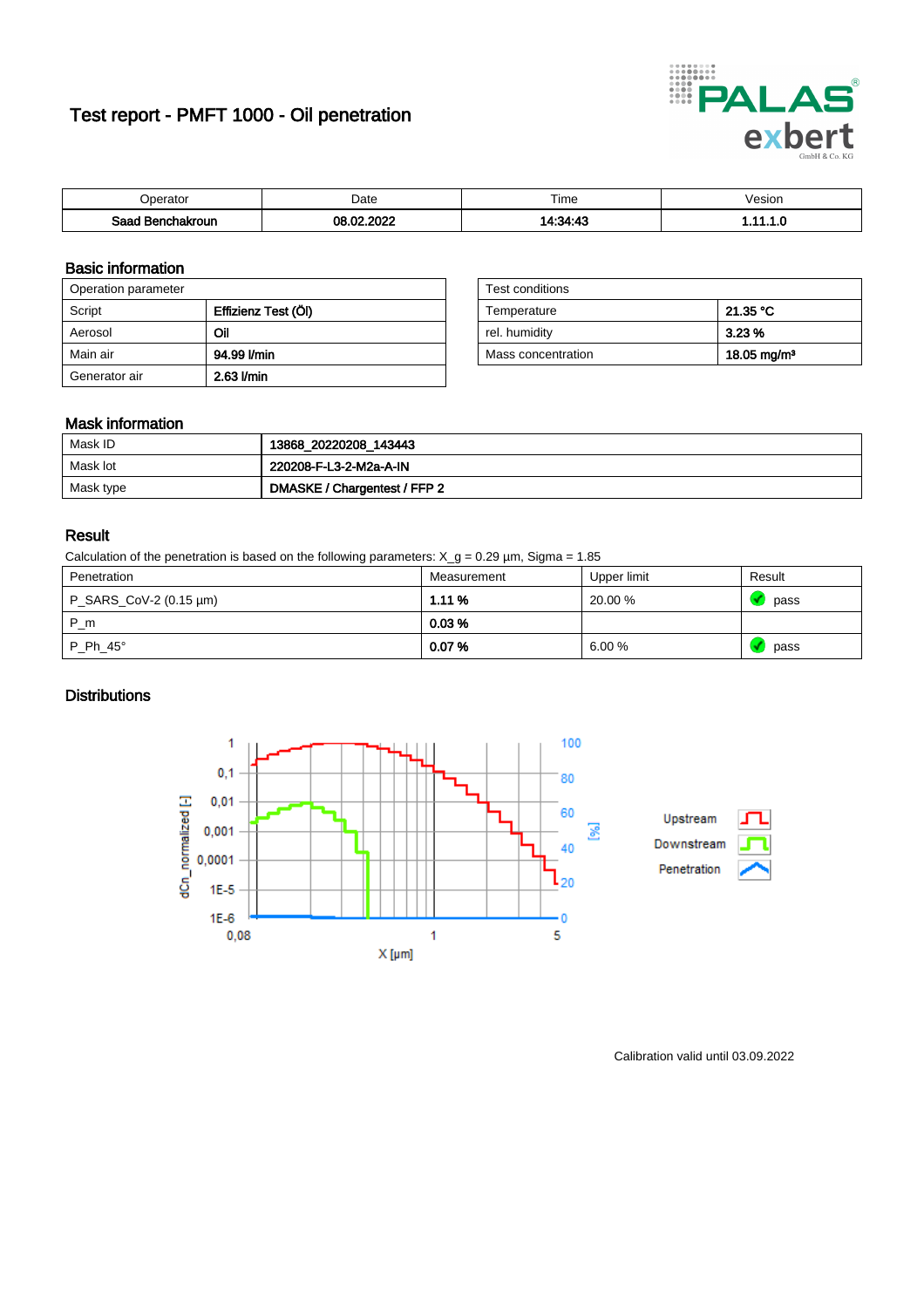# Test report - PMFT 1000 - Oil penetration

PALAS exbert GmbH & Co. KG

| Operator | Date | Time | Vesion |
|---|---|---|---|
| **Saad Benchakroun** | **08.02.2022** | **14:34:43** | **1.11.1.0** |

## Basic information

| Operation parameter | |
|---|---|
| Script | **Effizienz Test (Öl)** |
| Aerosol | **Oil** |
| Main air | **94.99 l/min** |
| Generator air | **2.63 l/min** |

| Test conditions | |
|---|---|
| Temperature | **21.35 °C** |
| rel. humidity | **3.23 %** |
| Mass concentration | **18.05 mg/m³** |

## Mask information

| | |
|---|---|
| Mask ID | **13868_20220208_143443** |
| Mask lot | **220208-F-L3-2-M2a-A-IN** |
| Mask type | **DMASKE / Chargentest / FFP 2** |

## Result

Calculation of the penetration is based on the following parameters: X_g = 0.29 µm, Sigma = 1.85

| Penetration | Measurement | Upper limit | Result |
|---|---|---|---|
| P_SARS_CoV-2 (0.15 µm) | **1.11 %** | 20.00 % | pass |
| P_m | **0.03 %** | | |
| P_Ph_45° | **0.07 %** | 6.00 % | pass |

## Distributions

dCn_normalized [-]
1
0,1
0,01
0,001
0,0001
1E-5
1E-6
0,08
1
5
X [µm]
[%]
100
80
60
40
20
0

Upstream
Downstream
Penetration

Calibration valid until 03.09.2022